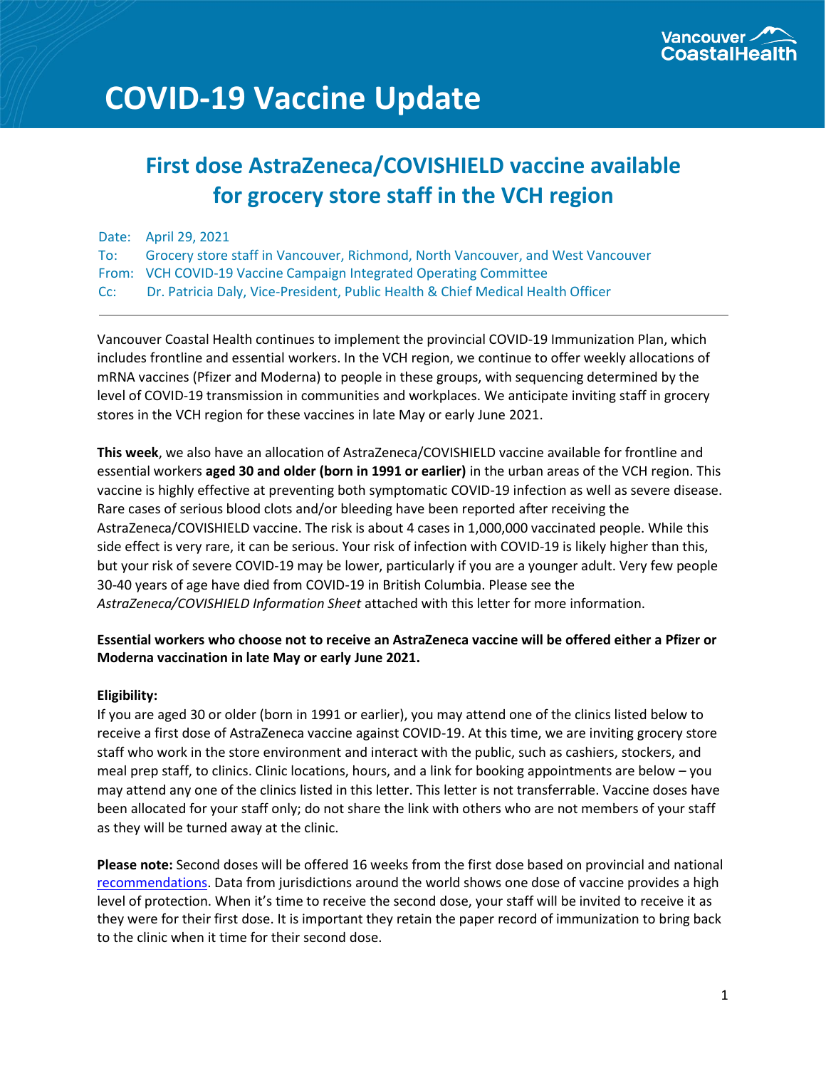Vancouver CoastalHealth

# COVID-19 Vaccine Update

## First dose AstraZeneca/COVISHIELD vaccine available for grocery store staff in the VCH region

Date: April 29, 2021
To: Grocery store staff in Vancouver, Richmond, North Vancouver, and West Vancouver
From: VCH COVID-19 Vaccine Campaign Integrated Operating Committee
Cc: Dr. Patricia Daly, Vice-President, Public Health & Chief Medical Health Officer

---

Vancouver Coastal Health continues to implement the provincial COVID-19 Immunization Plan, which includes frontline and essential workers. In the VCH region, we continue to offer weekly allocations of mRNA vaccines (Pfizer and Moderna) to people in these groups, with sequencing determined by the level of COVID-19 transmission in communities and workplaces. We anticipate inviting staff in grocery stores in the VCH region for these vaccines in late May or early June 2021.

**This week**, we also have an allocation of AstraZeneca/COVISHIELD vaccine available for frontline and essential workers **aged 30 and older (born in 1991 or earlier)** in the urban areas of the VCH region. This vaccine is highly effective at preventing both symptomatic COVID-19 infection as well as severe disease. Rare cases of serious blood clots and/or bleeding have been reported after receiving the AstraZeneca/COVISHIELD vaccine. The risk is about 4 cases in 1,000,000 vaccinated people. While this side effect is very rare, it can be serious. Your risk of infection with COVID-19 is likely higher than this, but your risk of severe COVID-19 may be lower, particularly if you are a younger adult. Very few people 30-40 years of age have died from COVID-19 in British Columbia. Please see the *AstraZeneca/COVISHIELD Information Sheet* attached with this letter for more information.

**Essential workers who choose not to receive an AstraZeneca vaccine will be offered either a Pfizer or Moderna vaccination in late May or early June 2021.**

**Eligibility:**
If you are aged 30 or older (born in 1991 or earlier), you may attend one of the clinics listed below to receive a first dose of AstraZeneca vaccine against COVID-19. At this time, we are inviting grocery store staff who work in the store environment and interact with the public, such as cashiers, stockers, and meal prep staff, to clinics. Clinic locations, hours, and a link for booking appointments are below – you may attend any one of the clinics listed in this letter. This letter is not transferrable. Vaccine doses have been allocated for your staff only; do not share the link with others who are not members of your staff as they will be turned away at the clinic.

**Please note:** Second doses will be offered 16 weeks from the first dose based on provincial and national recommendations. Data from jurisdictions around the world shows one dose of vaccine provides a high level of protection. When it's time to receive the second dose, your staff will be invited to receive it as they were for their first dose. It is important they retain the paper record of immunization to bring back to the clinic when it time for their second dose.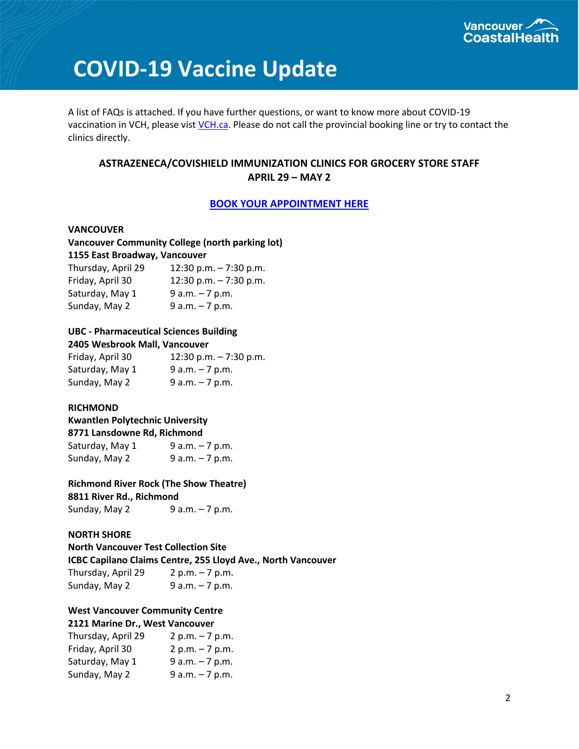# COVID-19 Vaccine Update

A list of FAQs is attached. If you have further questions, or want to know more about COVID-19 vaccination in VCH, please visit [VCH.ca](VCH.ca). Please do not call the provincial booking line or try to contact the clinics directly.

**ASTRAZENECA/COVISHIELD IMMUNIZATION CLINICS FOR GROCERY STORE STAFF**
**APRIL 29 – MAY 2**

**BOOK YOUR APPOINTMENT HERE**

**VANCOUVER**

**Vancouver Community College (north parking lot)**
**1155 East Broadway, Vancouver**

| | |
|---|---|
| Thursday, April 29 | 12:30 p.m. – 7:30 p.m. |
| Friday, April 30 | 12:30 p.m. – 7:30 p.m. |
| Saturday, May 1 | 9 a.m. – 7 p.m. |
| Sunday, May 2 | 9 a.m. – 7 p.m. |

**UBC - Pharmaceutical Sciences Building**
**2405 Wesbrook Mall, Vancouver**

| | |
|---|---|
| Friday, April 30 | 12:30 p.m. – 7:30 p.m. |
| Saturday, May 1 | 9 a.m. – 7 p.m. |
| Sunday, May 2 | 9 a.m. – 7 p.m. |

**RICHMOND**

**Kwantlen Polytechnic University**
**8771 Lansdowne Rd, Richmond**

| | |
|---|---|
| Saturday, May 1 | 9 a.m. – 7 p.m. |
| Sunday, May 2 | 9 a.m. – 7 p.m. |

**Richmond River Rock (The Show Theatre)**
**8811 River Rd., Richmond**

| | |
|---|---|
| Sunday, May 2 | 9 a.m. – 7 p.m. |

**NORTH SHORE**

**North Vancouver Test Collection Site**
**ICBC Capilano Claims Centre, 255 Lloyd Ave., North Vancouver**

| | |
|---|---|
| Thursday, April 29 | 2 p.m. – 7 p.m. |
| Sunday, May 2 | 9 a.m. – 7 p.m. |

**West Vancouver Community Centre**
**2121 Marine Dr., West Vancouver**

| | |
|---|---|
| Thursday, April 29 | 2 p.m. – 7 p.m. |
| Friday, April 30 | 2 p.m. – 7 p.m. |
| Saturday, May 1 | 9 a.m. – 7 p.m. |
| Sunday, May 2 | 9 a.m. – 7 p.m. |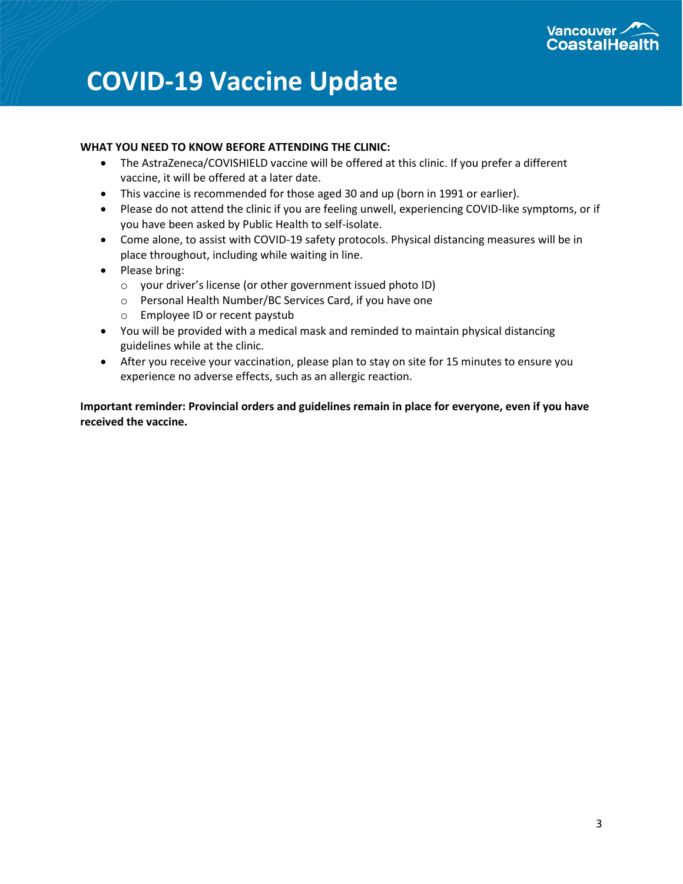# COVID-19 Vaccine Update

**WHAT YOU NEED TO KNOW BEFORE ATTENDING THE CLINIC:**

- The AstraZeneca/COVISHIELD vaccine will be offered at this clinic. If you prefer a different vaccine, it will be offered at a later date.
- This vaccine is recommended for those aged 30 and up (born in 1991 or earlier).
- Please do not attend the clinic if you are feeling unwell, experiencing COVID-like symptoms, or if you have been asked by Public Health to self-isolate.
- Come alone, to assist with COVID-19 safety protocols. Physical distancing measures will be in place throughout, including while waiting in line.
- Please bring:
  - your driver's license (or other government issued photo ID)
  - Personal Health Number/BC Services Card, if you have one
  - Employee ID or recent paystub
- You will be provided with a medical mask and reminded to maintain physical distancing guidelines while at the clinic.
- After you receive your vaccination, please plan to stay on site for 15 minutes to ensure you experience no adverse effects, such as an allergic reaction.

**Important reminder: Provincial orders and guidelines remain in place for everyone, even if you have received the vaccine.**